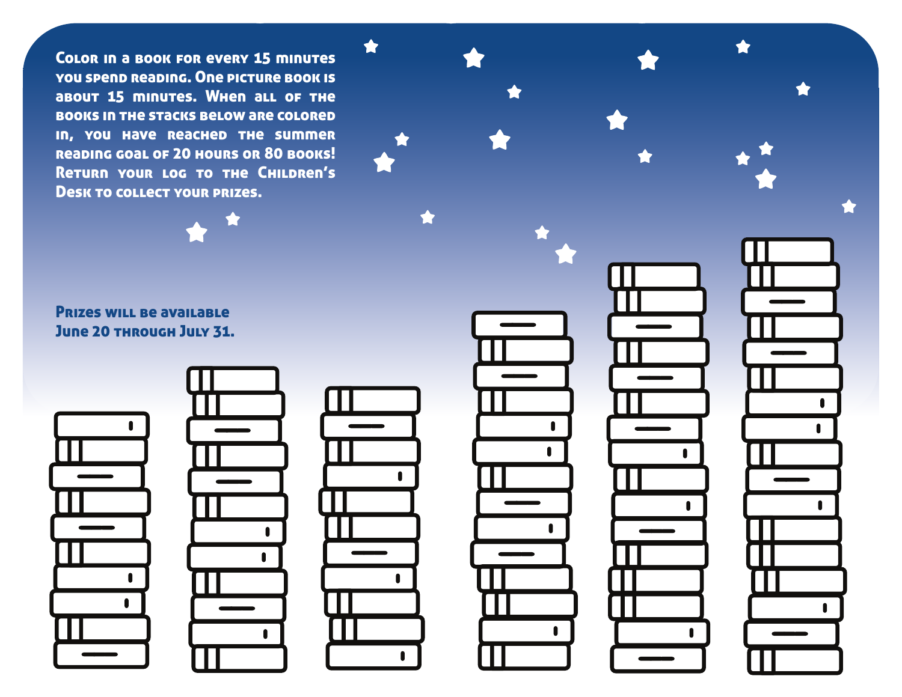Color in a book for every 15 minutes you spend reading. One picture book is about 15 minutes. When all of the books in the stacks below are colored in, you have reached the summer reading goal of 20 hours or 80 books! Return your log to the Children's Desk to collect your prizes.

**Prizes will be available June 20 through July 31.**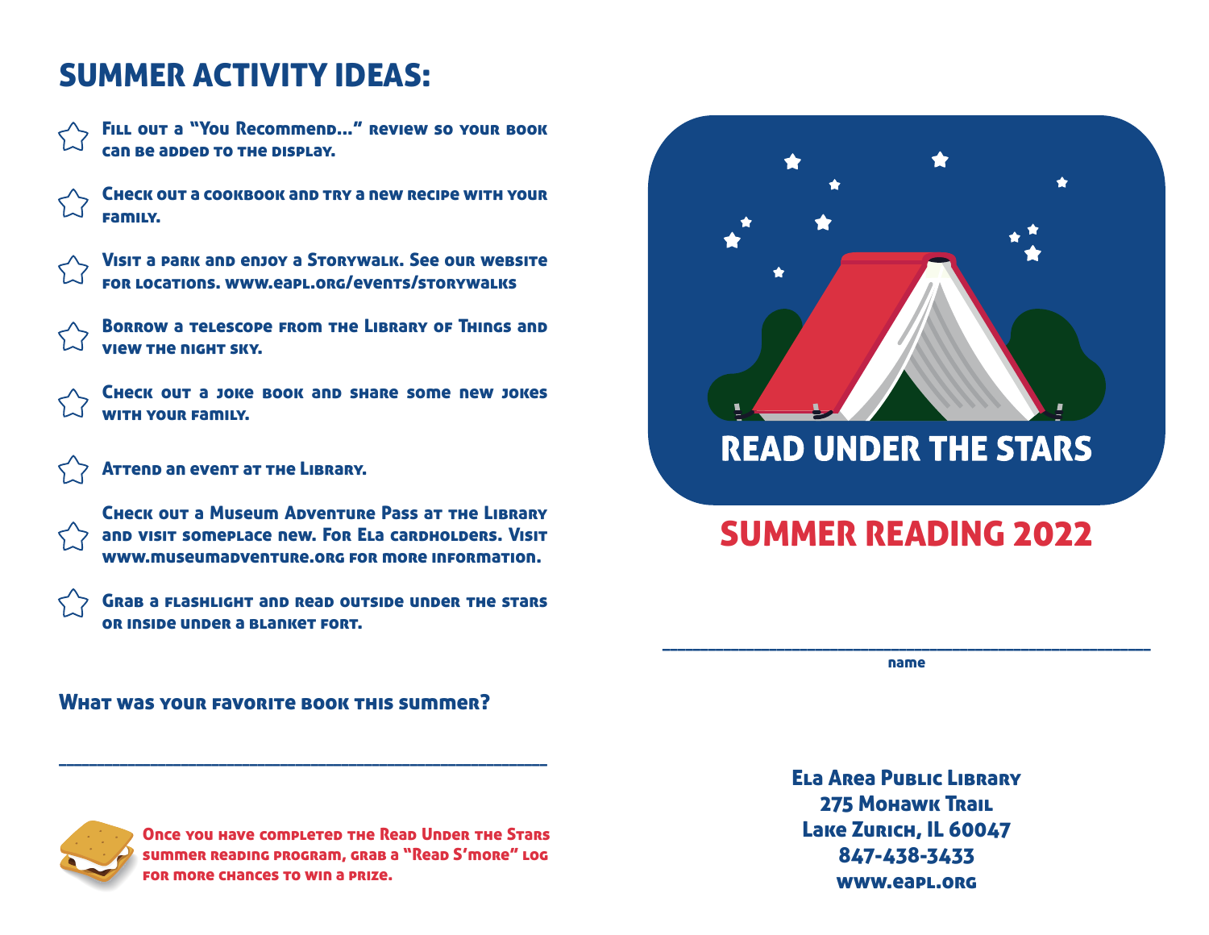## SUMMER ACTIVITY IDEAS:

- ☆ Fill out a "You Recommend..." review so your book can be added to the display.
- ☆ Check out a cookbook and try a new recipe with your family.
- ☆ Visit a park and enjoy a Storywalk. See our website for locations. www.eapl.org/events/storywalks
- ☆ Borrow a telescope from the Library of Things and view the night sky.
- ☆ Check out a joke book and share some new jokes with your family.
- ☆ Attend an event at the Library.
- ☆ Check out a Museum Adventure Pass at the Library and visit someplace new. For Ela cardholders. Visit www.museumadventure.org for more information.
- ☆ Grab a flashlight and read outside under the stars or inside under a blanket fort.

**What was your favorite book this summer?**

_______________________________________________

Once you have completed the Read Under the Stars summer reading program, grab a "Read S'more" log for more chances to win a prize.

# READ UNDER THE STARS

# SUMMER READING 2022

_______________________________________________

name

**Ela Area Public Library**
**275 Mohawk Trail**
**Lake Zurich, IL 60047**
**847-438-3433**
**www.eapl.org**